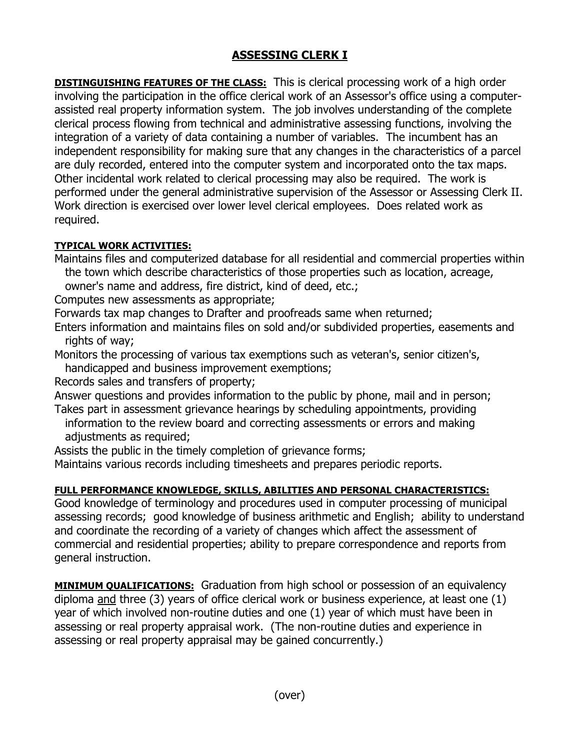# ASSESSING CLERK I

**DISTINGUISHING FEATURES OF THE CLASS:** This is clerical processing work of a high order involving the participation in the office clerical work of an Assessor's office using a computer-assisted real property information system. The job involves understanding of the complete clerical process flowing from technical and administrative assessing functions, involving the integration of a variety of data containing a number of variables. The incumbent has an independent responsibility for making sure that any changes in the characteristics of a parcel are duly recorded, entered into the computer system and incorporated onto the tax maps. Other incidental work related to clerical processing may also be required. The work is performed under the general administrative supervision of the Assessor or Assessing Clerk II. Work direction is exercised over lower level clerical employees. Does related work as required.

**TYPICAL WORK ACTIVITIES:**

Maintains files and computerized database for all residential and commercial properties within the town which describe characteristics of those properties such as location, acreage, owner's name and address, fire district, kind of deed, etc.;

Computes new assessments as appropriate;

Forwards tax map changes to Drafter and proofreads same when returned;

Enters information and maintains files on sold and/or subdivided properties, easements and rights of way;

Monitors the processing of various tax exemptions such as veteran's, senior citizen's, handicapped and business improvement exemptions;

Records sales and transfers of property;

Answer questions and provides information to the public by phone, mail and in person;

Takes part in assessment grievance hearings by scheduling appointments, providing information to the review board and correcting assessments or errors and making adjustments as required;

Assists the public in the timely completion of grievance forms;

Maintains various records including timesheets and prepares periodic reports.

**FULL PERFORMANCE KNOWLEDGE, SKILLS, ABILITIES AND PERSONAL CHARACTERISTICS:**

Good knowledge of terminology and procedures used in computer processing of municipal assessing records; good knowledge of business arithmetic and English; ability to understand and coordinate the recording of a variety of changes which affect the assessment of commercial and residential properties; ability to prepare correspondence and reports from general instruction.

**MINIMUM QUALIFICATIONS:** Graduation from high school or possession of an equivalency diploma and three (3) years of office clerical work or business experience, at least one (1) year of which involved non-routine duties and one (1) year of which must have been in assessing or real property appraisal work. (The non-routine duties and experience in assessing or real property appraisal may be gained concurrently.)

(over)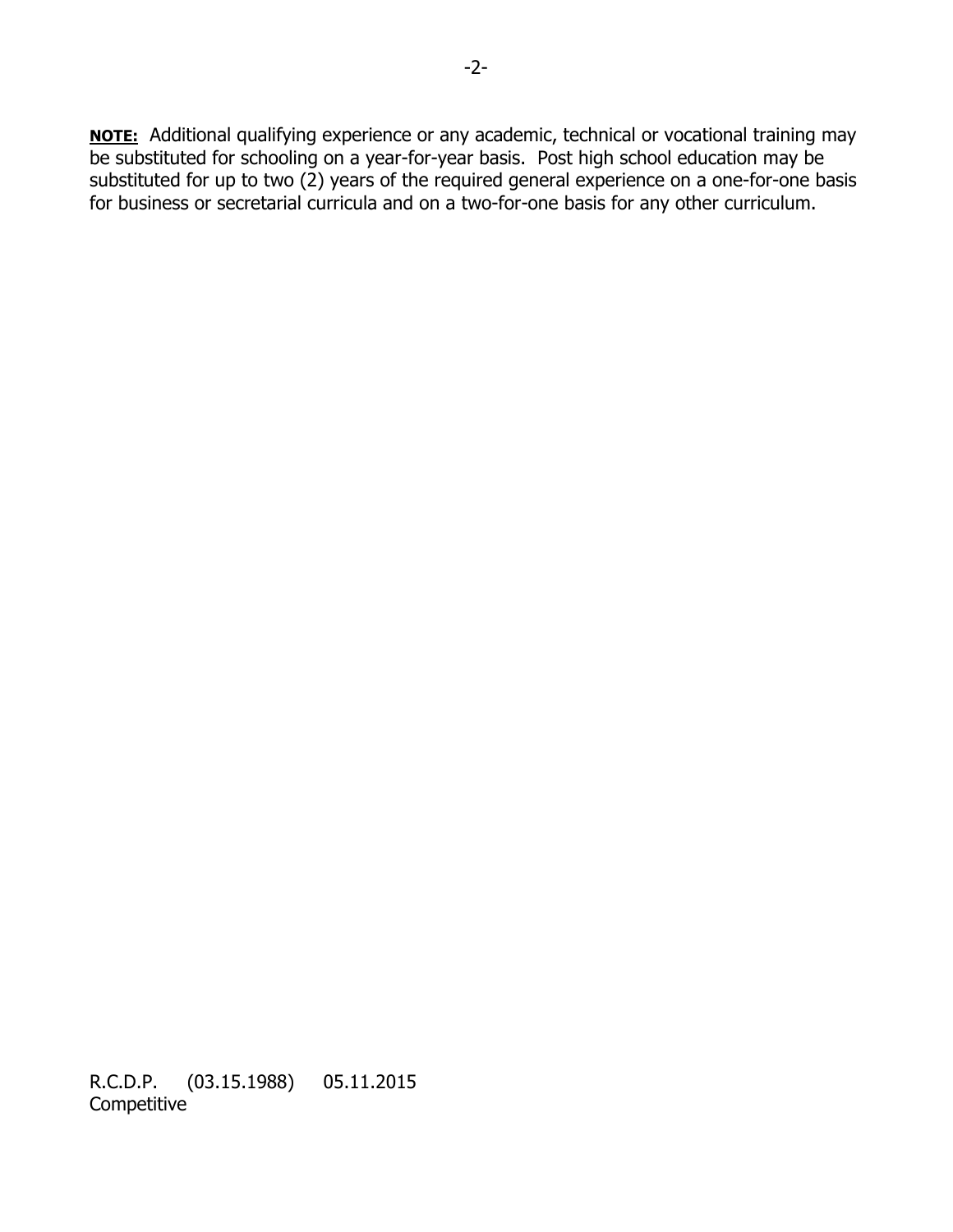<u>**NOTE:**</u> Additional qualifying experience or any academic, technical or vocational training may be substituted for schooling on a year-for-year basis. Post high school education may be substituted for up to two (2) years of the required general experience on a one-for-one basis for business or secretarial curricula and on a two-for-one basis for any other curriculum.

R.C.D.P. (03.15.1988) 05.11.2015
Competitive